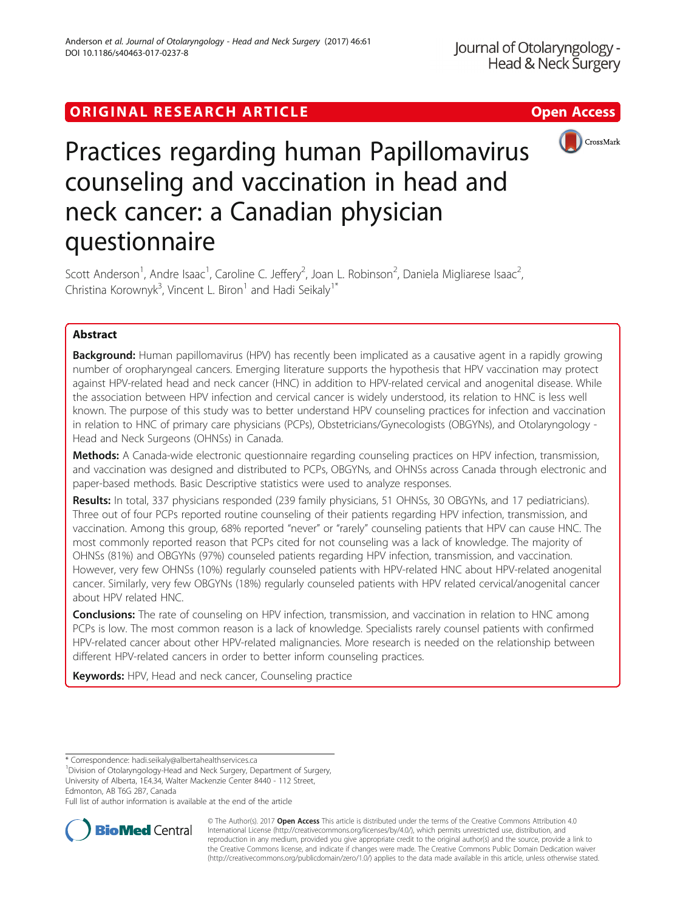ORIGINAL RESEARCH ARTICLE

Open Access

# Practices regarding human Papillomavirus counseling and vaccination in head and neck cancer: a Canadian physician questionnaire

Scott Anderson[1], Andre Isaac[1], Caroline C. Jeffery[2], Joan L. Robinson[2], Daniela Migliarese Isaac[2], Christina Korownyk[3], Vincent L. Biron[1] and Hadi Seikaly[1*]

## Abstract

**Background:** Human papillomavirus (HPV) has recently been implicated as a causative agent in a rapidly growing number of oropharyngeal cancers. Emerging literature supports the hypothesis that HPV vaccination may protect against HPV-related head and neck cancer (HNC) in addition to HPV-related cervical and anogenital disease. While the association between HPV infection and cervical cancer is widely understood, its relation to HNC is less well known. The purpose of this study was to better understand HPV counseling practices for infection and vaccination in relation to HNC of primary care physicians (PCPs), Obstetricians/Gynecologists (OBGYNs), and Otolaryngology - Head and Neck Surgeons (OHNSs) in Canada.

**Methods:** A Canada-wide electronic questionnaire regarding counseling practices on HPV infection, transmission, and vaccination was designed and distributed to PCPs, OBGYNs, and OHNSs across Canada through electronic and paper-based methods. Basic Descriptive statistics were used to analyze responses.

**Results:** In total, 337 physicians responded (239 family physicians, 51 OHNSs, 30 OBGYNs, and 17 pediatricians). Three out of four PCPs reported routine counseling of their patients regarding HPV infection, transmission, and vaccination. Among this group, 68% reported "never" or "rarely" counseling patients that HPV can cause HNC. The most commonly reported reason that PCPs cited for not counseling was a lack of knowledge. The majority of OHNSs (81%) and OBGYNs (97%) counseled patients regarding HPV infection, transmission, and vaccination. However, very few OHNSs (10%) regularly counseled patients with HPV-related HNC about HPV-related anogenital cancer. Similarly, very few OBGYNs (18%) regularly counseled patients with HPV related cervical/anogenital cancer about HPV related HNC.

**Conclusions:** The rate of counseling on HPV infection, transmission, and vaccination in relation to HNC among PCPs is low. The most common reason is a lack of knowledge. Specialists rarely counsel patients with confirmed HPV-related cancer about other HPV-related malignancies. More research is needed on the relationship between different HPV-related cancers in order to better inform counseling practices.

**Keywords:** HPV, Head and neck cancer, Counseling practice

---

\* Correspondence: hadi.seikaly@albertahealthservices.ca
[1]Division of Otolaryngology-Head and Neck Surgery, Department of Surgery, University of Alberta, 1E4.34, Walter Mackenzie Center 8440 - 112 Street, Edmonton, AB T6G 2B7, Canada
Full list of author information is available at the end of the article

© The Author(s). 2017 **Open Access** This article is distributed under the terms of the Creative Commons Attribution 4.0 International License (http://creativecommons.org/licenses/by/4.0/), which permits unrestricted use, distribution, and reproduction in any medium, provided you give appropriate credit to the original author(s) and the source, provide a link to the Creative Commons license, and indicate if changes were made. The Creative Commons Public Domain Dedication waiver (http://creativecommons.org/publicdomain/zero/1.0/) applies to the data made available in this article, unless otherwise stated.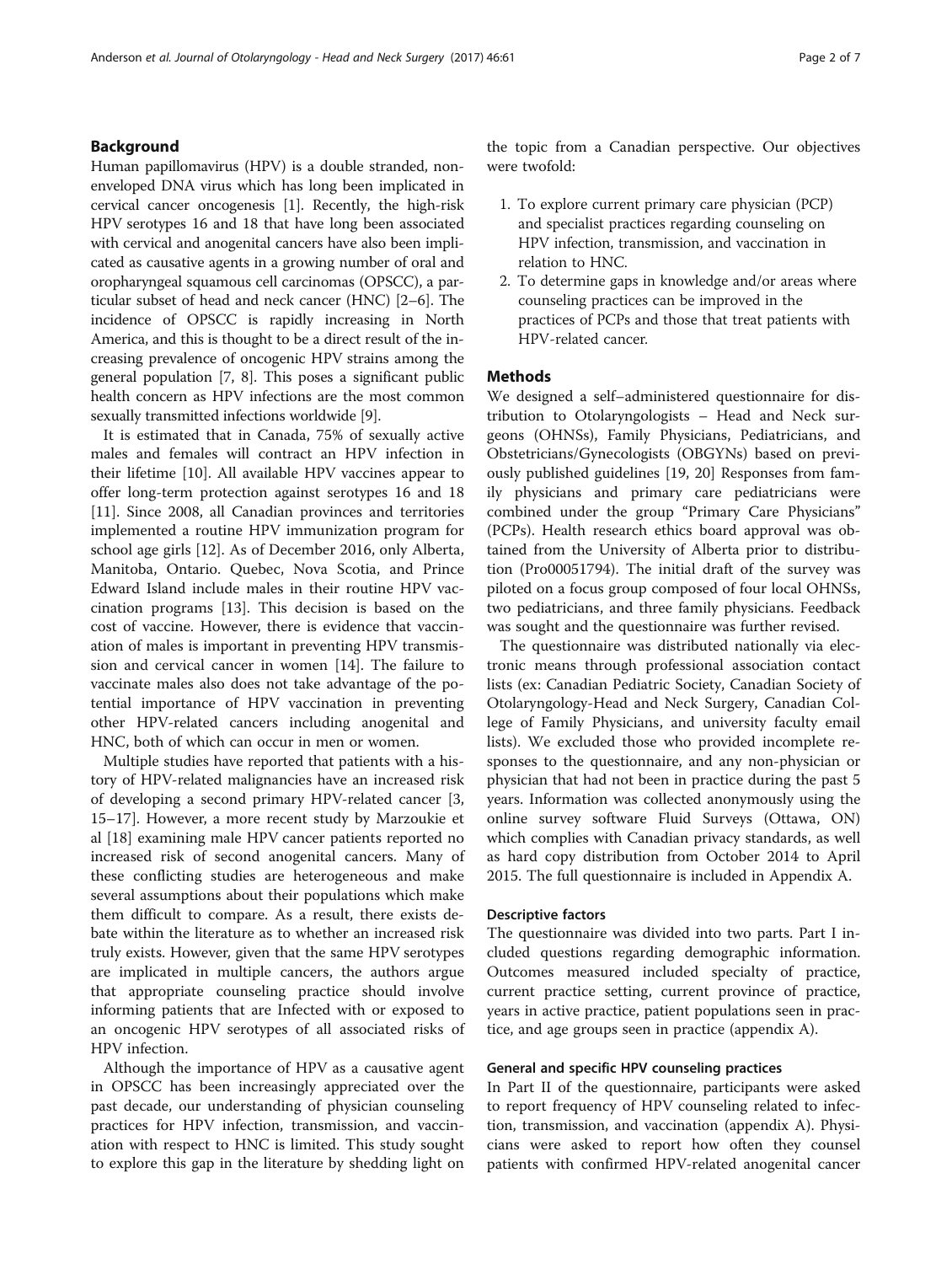## Background

Human papillomavirus (HPV) is a double stranded, non-enveloped DNA virus which has long been implicated in cervical cancer oncogenesis [1]. Recently, the high-risk HPV serotypes 16 and 18 that have long been associated with cervical and anogenital cancers have also been implicated as causative agents in a growing number of oral and oropharyngeal squamous cell carcinomas (OPSCC), a particular subset of head and neck cancer (HNC) [2–6]. The incidence of OPSCC is rapidly increasing in North America, and this is thought to be a direct result of the increasing prevalence of oncogenic HPV strains among the general population [7, 8]. This poses a significant public health concern as HPV infections are the most common sexually transmitted infections worldwide [9].

It is estimated that in Canada, 75% of sexually active males and females will contract an HPV infection in their lifetime [10]. All available HPV vaccines appear to offer long-term protection against serotypes 16 and 18 [11]. Since 2008, all Canadian provinces and territories implemented a routine HPV immunization program for school age girls [12]. As of December 2016, only Alberta, Manitoba, Ontario. Quebec, Nova Scotia, and Prince Edward Island include males in their routine HPV vaccination programs [13]. This decision is based on the cost of vaccine. However, there is evidence that vaccination of males is important in preventing HPV transmission and cervical cancer in women [14]. The failure to vaccinate males also does not take advantage of the potential importance of HPV vaccination in preventing other HPV-related cancers including anogenital and HNC, both of which can occur in men or women.

Multiple studies have reported that patients with a history of HPV-related malignancies have an increased risk of developing a second primary HPV-related cancer [3, 15–17]. However, a more recent study by Marzoukie et al [18] examining male HPV cancer patients reported no increased risk of second anogenital cancers. Many of these conflicting studies are heterogeneous and make several assumptions about their populations which make them difficult to compare. As a result, there exists debate within the literature as to whether an increased risk truly exists. However, given that the same HPV serotypes are implicated in multiple cancers, the authors argue that appropriate counseling practice should involve informing patients that are Infected with or exposed to an oncogenic HPV serotypes of all associated risks of HPV infection.

Although the importance of HPV as a causative agent in OPSCC has been increasingly appreciated over the past decade, our understanding of physician counseling practices for HPV infection, transmission, and vaccination with respect to HNC is limited. This study sought to explore this gap in the literature by shedding light on the topic from a Canadian perspective. Our objectives were twofold:

1. To explore current primary care physician (PCP) and specialist practices regarding counseling on HPV infection, transmission, and vaccination in relation to HNC.
2. To determine gaps in knowledge and/or areas where counseling practices can be improved in the practices of PCPs and those that treat patients with HPV-related cancer.

## Methods

We designed a self–administered questionnaire for distribution to Otolaryngologists – Head and Neck surgeons (OHNSs), Family Physicians, Pediatricians, and Obstetricians/Gynecologists (OBGYNs) based on previously published guidelines [19, 20] Responses from family physicians and primary care pediatricians were combined under the group "Primary Care Physicians" (PCPs). Health research ethics board approval was obtained from the University of Alberta prior to distribution (Pro00051794). The initial draft of the survey was piloted on a focus group composed of four local OHNSs, two pediatricians, and three family physicians. Feedback was sought and the questionnaire was further revised.

The questionnaire was distributed nationally via electronic means through professional association contact lists (ex: Canadian Pediatric Society, Canadian Society of Otolaryngology-Head and Neck Surgery, Canadian College of Family Physicians, and university faculty email lists). We excluded those who provided incomplete responses to the questionnaire, and any non-physician or physician that had not been in practice during the past 5 years. Information was collected anonymously using the online survey software Fluid Surveys (Ottawa, ON) which complies with Canadian privacy standards, as well as hard copy distribution from October 2014 to April 2015. The full questionnaire is included in Appendix A.

### Descriptive factors

The questionnaire was divided into two parts. Part I included questions regarding demographic information. Outcomes measured included specialty of practice, current practice setting, current province of practice, years in active practice, patient populations seen in practice, and age groups seen in practice (appendix A).

### General and specific HPV counseling practices

In Part II of the questionnaire, participants were asked to report frequency of HPV counseling related to infection, transmission, and vaccination (appendix A). Physicians were asked to report how often they counsel patients with confirmed HPV-related anogenital cancer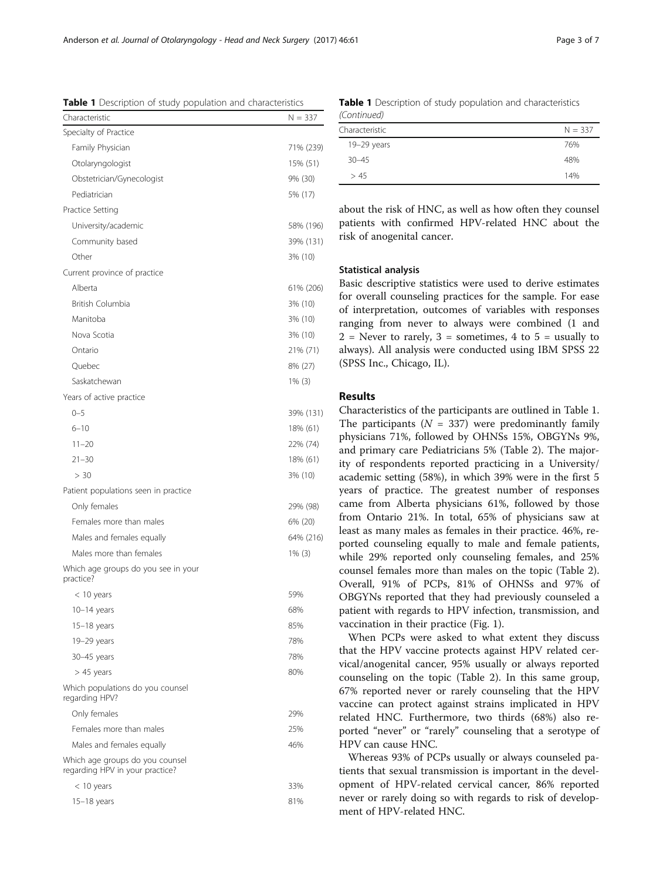**Table 1** Description of study population and characteristics

| Characteristic | N = 337 |
|---|---|
| Specialty of Practice | |
| Family Physician | 71% (239) |
| Otolaryngologist | 15% (51) |
| Obstetrician/Gynecologist | 9% (30) |
| Pediatrician | 5% (17) |
| Practice Setting | |
| University/academic | 58% (196) |
| Community based | 39% (131) |
| Other | 3% (10) |
| Current province of practice | |
| Alberta | 61% (206) |
| British Columbia | 3% (10) |
| Manitoba | 3% (10) |
| Nova Scotia | 3% (10) |
| Ontario | 21% (71) |
| Quebec | 8% (27) |
| Saskatchewan | 1% (3) |
| Years of active practice | |
| 0–5 | 39% (131) |
| 6–10 | 18% (61) |
| 11–20 | 22% (74) |
| 21–30 | 18% (61) |
| > 30 | 3% (10) |
| Patient populations seen in practice | |
| Only females | 29% (98) |
| Females more than males | 6% (20) |
| Males and females equally | 64% (216) |
| Males more than females | 1% (3) |
| Which age groups do you see in your practice? | |
| < 10 years | 59% |
| 10–14 years | 68% |
| 15–18 years | 85% |
| 19–29 years | 78% |
| 30–45 years | 78% |
| > 45 years | 80% |
| Which populations do you counsel regarding HPV? | |
| Only females | 29% |
| Females more than males | 25% |
| Males and females equally | 46% |
| Which age groups do you counsel regarding HPV in your practice? | |
| < 10 years | 33% |
| 15–18 years | 81% |
| 19–29 years | 76% |
| 30–45 | 48% |
| > 45 | 14% |

about the risk of HNC, as well as how often they counsel patients with confirmed HPV-related HNC about the risk of anogenital cancer.

### Statistical analysis

Basic descriptive statistics were used to derive estimates for overall counseling practices for the sample. For ease of interpretation, outcomes of variables with responses ranging from never to always were combined (1 and 2 = Never to rarely, 3 = sometimes, 4 to 5 = usually to always). All analysis were conducted using IBM SPSS 22 (SPSS Inc., Chicago, IL).

## Results

Characteristics of the participants are outlined in Table 1. The participants ($N = 337$) were predominantly family physicians 71%, followed by OHNSs 15%, OBGYNs 9%, and primary care Pediatricians 5% (Table 2). The majority of respondents reported practicing in a University/academic setting (58%), in which 39% were in the first 5 years of practice. The greatest number of responses came from Alberta physicians 61%, followed by those from Ontario 21%. In total, 65% of physicians saw at least as many males as females in their practice. 46%, reported counseling equally to male and female patients, while 29% reported only counseling females, and 25% counsel females more than males on the topic (Table 2). Overall, 91% of PCPs, 81% of OHNSs and 97% of OBGYNs reported that they had previously counseled a patient with regards to HPV infection, transmission, and vaccination in their practice (Fig. 1).

When PCPs were asked to what extent they discuss that the HPV vaccine protects against HPV related cervical/anogenital cancer, 95% usually or always reported counseling on the topic (Table 2). In this same group, 67% reported never or rarely counseling that the HPV vaccine can protect against strains implicated in HPV related HNC. Furthermore, two thirds (68%) also reported "never" or "rarely" counseling that a serotype of HPV can cause HNC.

Whereas 93% of PCPs usually or always counseled patients that sexual transmission is important in the development of HPV-related cervical cancer, 86% reported never or rarely doing so with regards to risk of development of HPV-related HNC.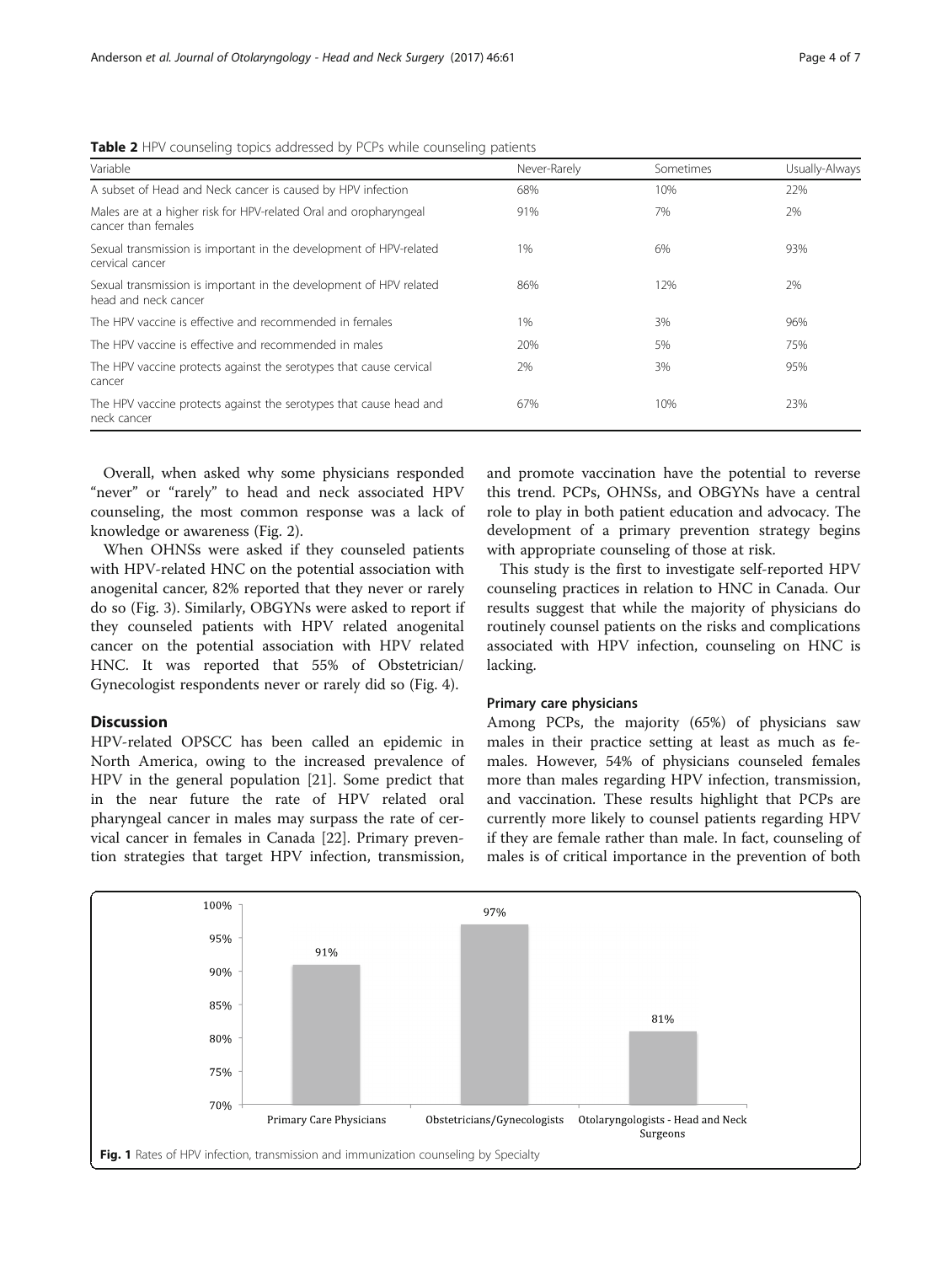**Table 2** HPV counseling topics addressed by PCPs while counseling patients

| Variable | Never-Rarely | Sometimes | Usually-Always |
|---|---|---|---|
| A subset of Head and Neck cancer is caused by HPV infection | 68% | 10% | 22% |
| Males are at a higher risk for HPV-related Oral and oropharyngeal cancer than females | 91% | 7% | 2% |
| Sexual transmission is important in the development of HPV-related cervical cancer | 1% | 6% | 93% |
| Sexual transmission is important in the development of HPV related head and neck cancer | 86% | 12% | 2% |
| The HPV vaccine is effective and recommended in females | 1% | 3% | 96% |
| The HPV vaccine is effective and recommended in males | 20% | 5% | 75% |
| The HPV vaccine protects against the serotypes that cause cervical cancer | 2% | 3% | 95% |
| The HPV vaccine protects against the serotypes that cause head and neck cancer | 67% | 10% | 23% |

Overall, when asked why some physicians responded "never" or "rarely" to head and neck associated HPV counseling, the most common response was a lack of knowledge or awareness (Fig. 2).

When OHNSs were asked if they counseled patients with HPV-related HNC on the potential association with anogenital cancer, 82% reported that they never or rarely do so (Fig. 3). Similarly, OBGYNs were asked to report if they counseled patients with HPV related anogenital cancer on the potential association with HPV related HNC. It was reported that 55% of Obstetrician/Gynecologist respondents never or rarely did so (Fig. 4).

## Discussion

HPV-related OPSCC has been called an epidemic in North America, owing to the increased prevalence of HPV in the general population [21]. Some predict that in the near future the rate of HPV related oral pharyngeal cancer in males may surpass the rate of cervical cancer in females in Canada [22]. Primary prevention strategies that target HPV infection, transmission, and promote vaccination have the potential to reverse this trend. PCPs, OHNSs, and OBGYNs have a central role to play in both patient education and advocacy. The development of a primary prevention strategy begins with appropriate counseling of those at risk.

This study is the first to investigate self-reported HPV counseling practices in relation to HNC in Canada. Our results suggest that while the majority of physicians do routinely counsel patients on the risks and complications associated with HPV infection, counseling on HNC is lacking.

### Primary care physicians

Among PCPs, the majority (65%) of physicians saw males in their practice setting at least as much as females. However, 54% of physicians counseled females more than males regarding HPV infection, transmission, and vaccination. These results highlight that PCPs are currently more likely to counsel patients regarding HPV if they are female rather than male. In fact, counseling of males is of critical importance in the prevention of both

| Specialty | Rate |
|---|---|
| Primary Care Physicians | 91% |
| Obstetricians/Gynecologists | 97% |
| Otolaryngologists - Head and Neck Surgeons | 81% |

**Fig. 1** Rates of HPV infection, transmission and immunization counseling by Specialty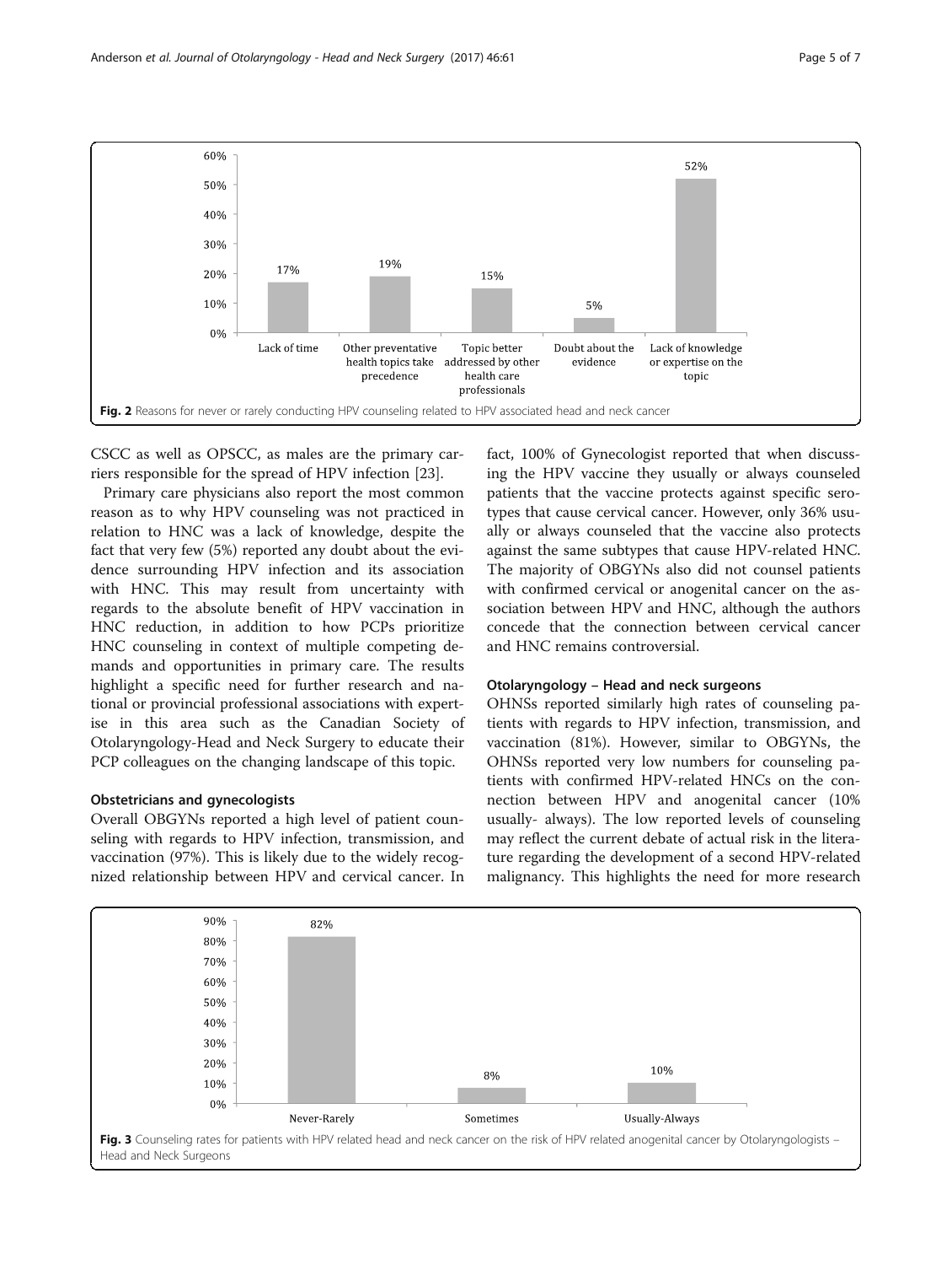Fig. 2 Reasons for never or rarely conducting HPV counseling related to HPV associated head and neck cancer

CSCC as well as OPSCC, as males are the primary carriers responsible for the spread of HPV infection [23].

Primary care physicians also report the most common reason as to why HPV counseling was not practiced in relation to HNC was a lack of knowledge, despite the fact that very few (5%) reported any doubt about the evidence surrounding HPV infection and its association with HNC. This may result from uncertainty with regards to the absolute benefit of HPV vaccination in HNC reduction, in addition to how PCPs prioritize HNC counseling in context of multiple competing demands and opportunities in primary care. The results highlight a specific need for further research and national or provincial professional associations with expertise in this area such as the Canadian Society of Otolaryngology-Head and Neck Surgery to educate their PCP colleagues on the changing landscape of this topic.

### Obstetricians and gynecologists

Overall OBGYNs reported a high level of patient counseling with regards to HPV infection, transmission, and vaccination (97%). This is likely due to the widely recognized relationship between HPV and cervical cancer. In fact, 100% of Gynecologist reported that when discussing the HPV vaccine they usually or always counseled patients that the vaccine protects against specific serotypes that cause cervical cancer. However, only 36% usually or always counseled that the vaccine also protects against the same subtypes that cause HPV-related HNC. The majority of OBGYNs also did not counsel patients with confirmed cervical or anogenital cancer on the association between HPV and HNC, although the authors concede that the connection between cervical cancer and HNC remains controversial.

### Otolaryngology – Head and neck surgeons

OHNSs reported similarly high rates of counseling patients with regards to HPV infection, transmission, and vaccination (81%). However, similar to OBGYNs, the OHNSs reported very low numbers for counseling patients with confirmed HPV-related HNCs on the connection between HPV and anogenital cancer (10% usually- always). The low reported levels of counseling may reflect the current debate of actual risk in the literature regarding the development of a second HPV-related malignancy. This highlights the need for more research

Fig. 3 Counseling rates for patients with HPV related head and neck cancer on the risk of HPV related anogenital cancer by Otolaryngologists – Head and Neck Surgeons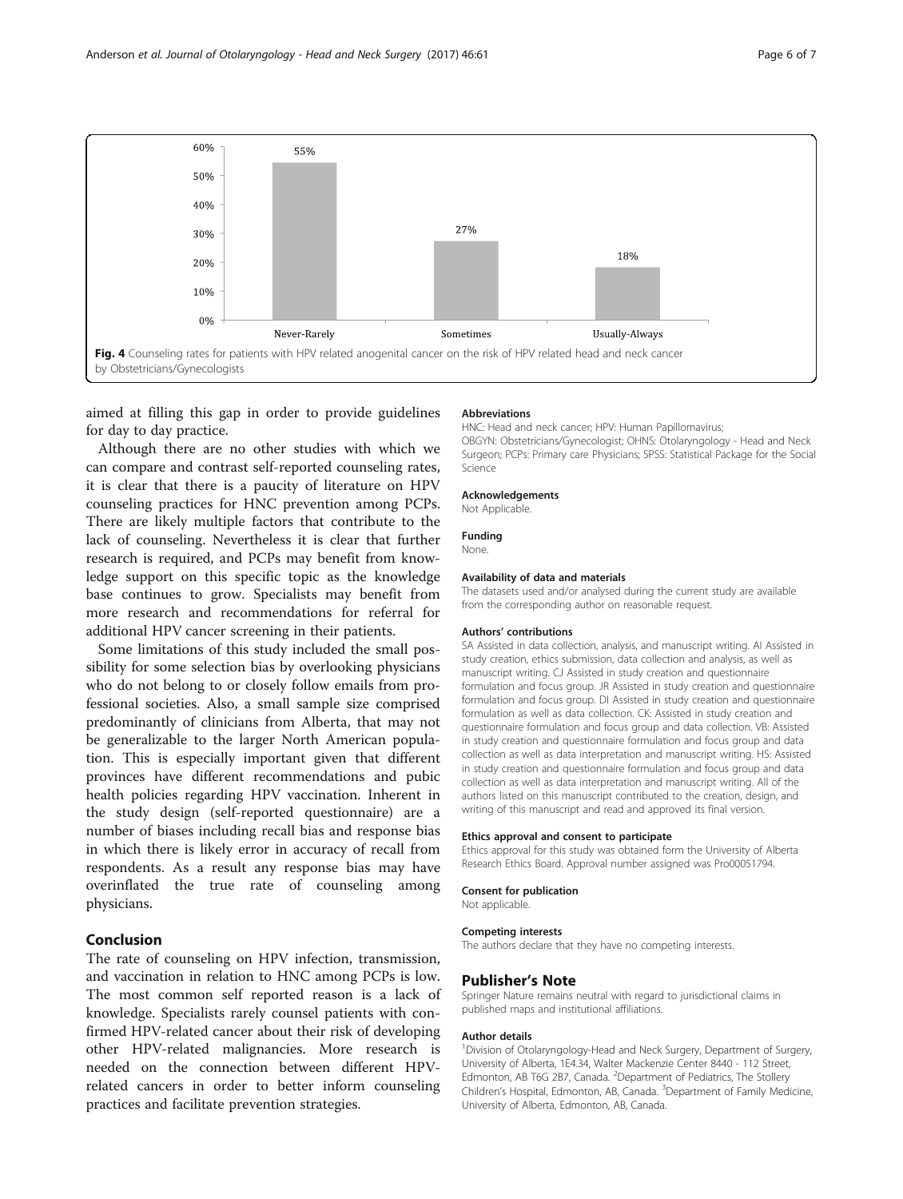Fig. 4 Counseling rates for patients with HPV related anogenital cancer on the risk of HPV related head and neck cancer by Obstetricians/Gynecologists

aimed at filling this gap in order to provide guidelines for day to day practice.

Although there are no other studies with which we can compare and contrast self-reported counseling rates, it is clear that there is a paucity of literature on HPV counseling practices for HNC prevention among PCPs. There are likely multiple factors that contribute to the lack of counseling. Nevertheless it is clear that further research is required, and PCPs may benefit from knowledge support on this specific topic as the knowledge base continues to grow. Specialists may benefit from more research and recommendations for referral for additional HPV cancer screening in their patients.

Some limitations of this study included the small possibility for some selection bias by overlooking physicians who do not belong to or closely follow emails from professional societies. Also, a small sample size comprised predominantly of clinicians from Alberta, that may not be generalizable to the larger North American population. This is especially important given that different provinces have different recommendations and pubic health policies regarding HPV vaccination. Inherent in the study design (self-reported questionnaire) are a number of biases including recall bias and response bias in which there is likely error in accuracy of recall from respondents. As a result any response bias may have overinflated the true rate of counseling among physicians.

## Conclusion

The rate of counseling on HPV infection, transmission, and vaccination in relation to HNC among PCPs is low. The most common self reported reason is a lack of knowledge. Specialists rarely counsel patients with confirmed HPV-related cancer about their risk of developing other HPV-related malignancies. More research is needed on the connection between different HPV-related cancers in order to better inform counseling practices and facilitate prevention strategies.

#### Abbreviations

HNC: Head and neck cancer; HPV: Human Papillomavirus; OBGYN: Obstetricians/Gynecologist; OHNS: Otolaryngology - Head and Neck Surgeon; PCPs: Primary care Physicians; SPSS: Statistical Package for the Social Science

#### Acknowledgements

Not Applicable.

#### Funding

None.

#### Availability of data and materials

The datasets used and/or analysed during the current study are available from the corresponding author on reasonable request.

#### Authors' contributions

SA Assisted in data collection, analysis, and manuscript writing. AI Assisted in study creation, ethics submission, data collection and analysis, as well as manuscript writing. CJ Assisted in study creation and questionnaire formulation and focus group. JR Assisted in study creation and questionnaire formulation and focus group. DI Assisted in study creation and questionnaire formulation as well as data collection. CK: Assisted in study creation and questionnaire formulation and focus group and data collection. VB: Assisted in study creation and questionnaire formulation and focus group and data collection as well as data interpretation and manuscript writing. HS: Assisted in study creation and questionnaire formulation and focus group and data collection as well as data interpretation and manuscript writing. All of the authors listed on this manuscript contributed to the creation, design, and writing of this manuscript and read and approved its final version.

#### Ethics approval and consent to participate

Ethics approval for this study was obtained form the University of Alberta Research Ethics Board. Approval number assigned was Pro00051794.

#### Consent for publication

Not applicable.

#### Competing interests

The authors declare that they have no competing interests.

## Publisher's Note

Springer Nature remains neutral with regard to jurisdictional claims in published maps and institutional affiliations.

#### Author details

[1]Division of Otolaryngology-Head and Neck Surgery, Department of Surgery, University of Alberta, 1E4.34, Walter Mackenzie Center 8440 - 112 Street, Edmonton, AB T6G 2B7, Canada. [2]Department of Pediatrics, The Stollery Children's Hospital, Edmonton, AB, Canada. [3]Department of Family Medicine, University of Alberta, Edmonton, AB, Canada.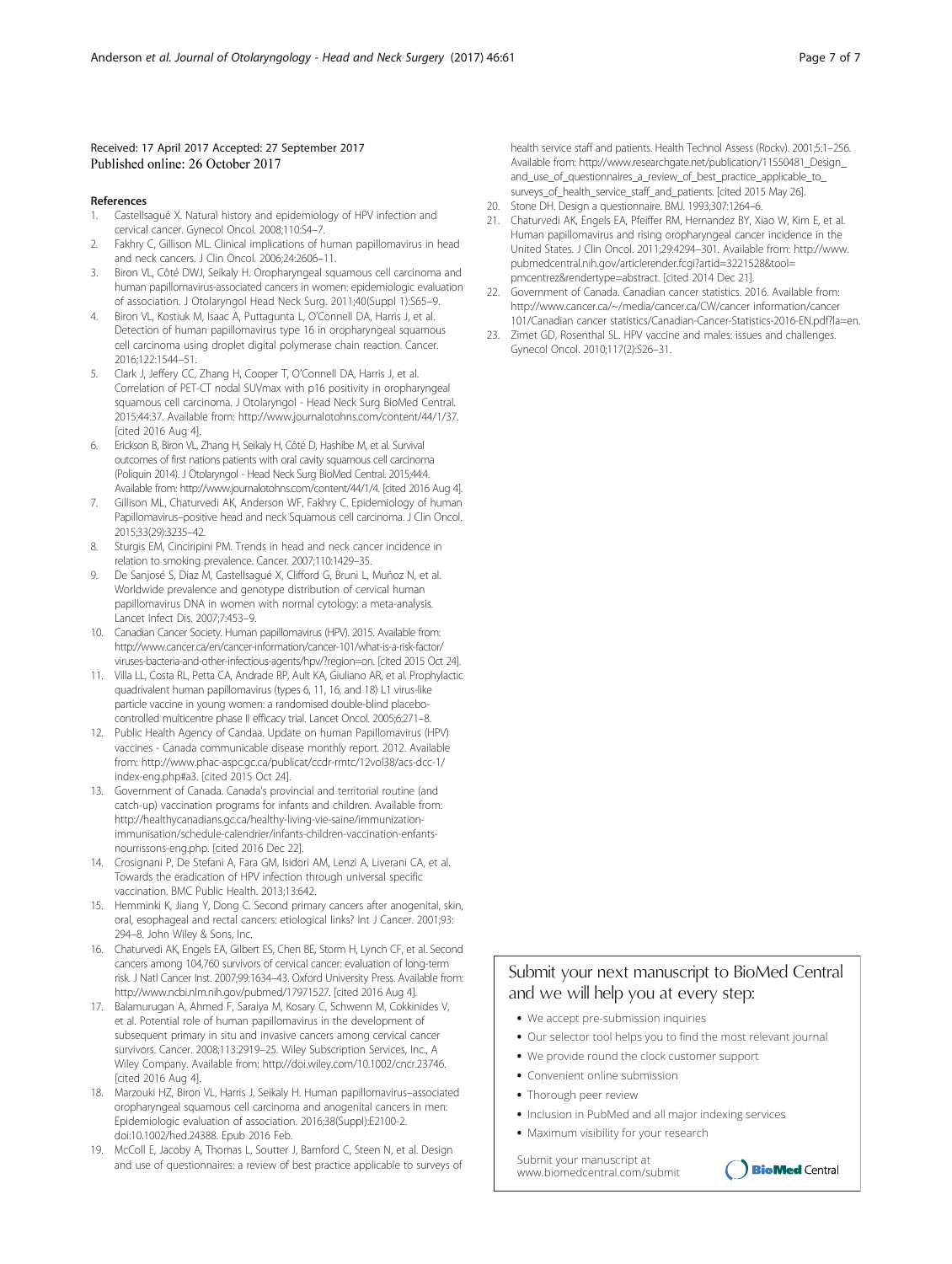Received: 17 April 2017 Accepted: 27 September 2017
Published online: 26 October 2017

## References

1. Castellsagué X. Natural history and epidemiology of HPV infection and cervical cancer. Gynecol Oncol. 2008;110:S4–7.
2. Fakhry C, Gillison ML. Clinical implications of human papillomavirus in head and neck cancers. J Clin Oncol. 2006;24:2606–11.
3. Biron VL, Côté DWJ, Seikaly H. Oropharyngeal squamous cell carcinoma and human papillomavirus-associated cancers in women: epidemiologic evaluation of association. J Otolaryngol Head Neck Surg. 2011;40(Suppl 1):S65–9.
4. Biron VL, Kostiuk M, Isaac A, Puttagunta L, O'Connell DA, Harris J, et al. Detection of human papillomavirus type 16 in oropharyngeal squamous cell carcinoma using droplet digital polymerase chain reaction. Cancer. 2016;122:1544–51.
5. Clark J, Jeffery CC, Zhang H, Cooper T, O'Connell DA, Harris J, et al. Correlation of PET-CT nodal SUVmax with p16 positivity in oropharyngeal squamous cell carcinoma. J Otolaryngol - Head Neck Surg BioMed Central. 2015;44:37. Available from: http://www.journalotohns.com/content/44/1/37. [cited 2016 Aug 4].
6. Erickson B, Biron VL, Zhang H, Seikaly H, Côté D, Hashibe M, et al. Survival outcomes of first nations patients with oral cavity squamous cell carcinoma (Poliquin 2014). J Otolaryngol - Head Neck Surg BioMed Central. 2015;44:4. Available from: http://www.journalotohns.com/content/44/1/4. [cited 2016 Aug 4].
7. Gillison ML, Chaturvedi AK, Anderson WF, Fakhry C. Epidemiology of human Papillomavirus–positive head and neck Squamous cell carcinoma. J Clin Oncol. 2015;33(29):3235–42.
8. Sturgis EM, Cinciripini PM. Trends in head and neck cancer incidence in relation to smoking prevalence. Cancer. 2007;110:1429–35.
9. De Sanjosé S, Diaz M, Castellsagué X, Clifford G, Bruni L, Muñoz N, et al. Worldwide prevalence and genotype distribution of cervical human papillomavirus DNA in women with normal cytology: a meta-analysis. Lancet Infect Dis. 2007;7:453–9.
10. Canadian Cancer Society. Human papillomavirus (HPV). 2015. Available from: http://www.cancer.ca/en/cancer-information/cancer-101/what-is-a-risk-factor/viruses-bacteria-and-other-infectious-agents/hpv/?region=on. [cited 2015 Oct 24].
11. Villa LL, Costa RL, Petta CA, Andrade RP, Ault KA, Giuliano AR, et al. Prophylactic quadrivalent human papillomavirus (types 6, 11, 16, and 18) L1 virus-like particle vaccine in young women: a randomised double-blind placebo-controlled multicentre phase II efficacy trial. Lancet Oncol. 2005;6:271–8.
12. Public Health Agency of Candaa. Update on human Papillomavirus (HPV) vaccines - Canada communicable disease monthly report. 2012. Available from: http://www.phac-aspc.gc.ca/publicat/ccdr-rmtc/12vol38/acs-dcc-1/index-eng.php#a3. [cited 2015 Oct 24].
13. Government of Canada. Canada's provincial and territorial routine (and catch-up) vaccination programs for infants and children. Available from: http://healthycanadians.gc.ca/healthy-living-vie-saine/immunization-immunisation/schedule-calendrier/infants-children-vaccination-enfants-nourrissons-eng.php. [cited 2016 Dec 22].
14. Crosignani P, De Stefani A, Fara GM, Isidori AM, Lenzi A, Liverani CA, et al. Towards the eradication of HPV infection through universal specific vaccination. BMC Public Health. 2013;13:642.
15. Hemminki K, Jiang Y, Dong C. Second primary cancers after anogenital, skin, oral, esophageal and rectal cancers: etiological links? Int J Cancer. 2001;93:294–8. John Wiley & Sons, Inc.
16. Chaturvedi AK, Engels EA, Gilbert ES, Chen BE, Storm H, Lynch CF, et al. Second cancers among 104,760 survivors of cervical cancer: evaluation of long-term risk. J Natl Cancer Inst. 2007;99:1634–43. Oxford University Press. Available from: http://www.ncbi.nlm.nih.gov/pubmed/17971527. [cited 2016 Aug 4].
17. Balamurugan A, Ahmed F, Saraiya M, Kosary C, Schwenn M, Cokkinides V, et al. Potential role of human papillomavirus in the development of subsequent primary in situ and invasive cancers among cervical cancer survivors. Cancer. 2008;113:2919–25. Wiley Subscription Services, Inc., A Wiley Company. Available from: http://doi.wiley.com/10.1002/cncr.23746. [cited 2016 Aug 4].
18. Marzouki HZ, Biron VL, Harris J, Seikaly H. Human papillomavirus–associated oropharyngeal squamous cell carcinoma and anogenital cancers in men: Epidemiologic evaluation of association. 2016;38(Suppl):E2100-2. doi:10.1002/hed.24388. Epub 2016 Feb.
19. McColl E, Jacoby A, Thomas L, Soutter J, Bamford C, Steen N, et al. Design and use of questionnaires: a review of best practice applicable to surveys of health service staff and patients. Health Technol Assess (Rockv). 2001;5:1–256. Available from: http://www.researchgate.net/publication/11550481_Design_and_use_of_questionnaires_a_review_of_best_practice_applicable_to_surveys_of_health_service_staff_and_patients. [cited 2015 May 26].
20. Stone DH. Design a questionnaire. BMJ. 1993;307:1264–6.
21. Chaturvedi AK, Engels EA, Pfeiffer RM, Hernandez BY, Xiao W, Kim E, et al. Human papillomavirus and rising oropharyngeal cancer incidence in the United States. J Clin Oncol. 2011;29:4294–301. Available from: http://www.pubmedcentral.nih.gov/articlerender.fcgi?artid=3221528&tool=pmcentrez&rendertype=abstract. [cited 2014 Dec 21].
22. Government of Canada. Canadian cancer statistics. 2016. Available from: http://www.cancer.ca/~/media/cancer.ca/CW/cancer information/cancer 101/Canadian cancer statistics/Canadian-Cancer-Statistics-2016-EN.pdf?la=en.
23. Zimet GD, Rosenthal SL. HPV vaccine and males: issues and challenges. Gynecol Oncol. 2010;117(2):S26–31.

Submit your next manuscript to BioMed Central and we will help you at every step:

- We accept pre-submission inquiries
- Our selector tool helps you to find the most relevant journal
- We provide round the clock customer support
- Convenient online submission
- Thorough peer review
- Inclusion in PubMed and all major indexing services
- Maximum visibility for your research

Submit your manuscript at
www.biomedcentral.com/submit

BioMed Central